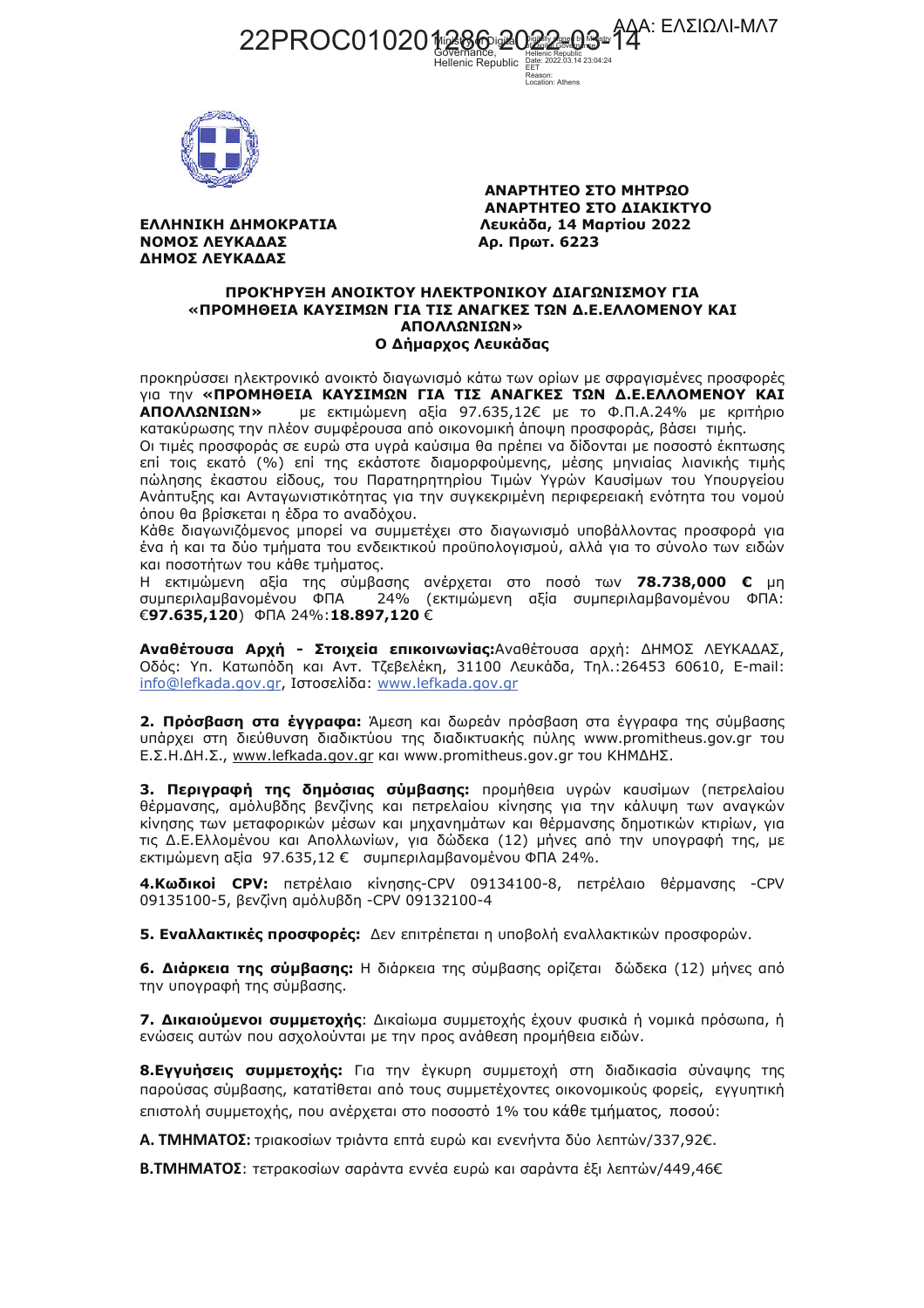22PROC010201286 2022-03-14

ΑΔΑ: ΕΛΣΙΩΛΙ-ΜΛ7

ΑΝΑΡΤΗΤΕΟ ΣΤΟ ΜΗΤΡΩΟ
ΑΝΑΡΤΗΤΕΟ ΣΤΟ ΔΙΑΚΙΚΤΥΟ
Λευκάδα, 14 Μαρτίου 2022
Αρ. Πρωτ. 6223

**ΕΛΛΗΝΙΚΗ ΔΗΜΟΚΡΑΤΙΑ**
**ΝΟΜΟΣ ΛΕΥΚΑΔΑΣ**
**ΔΗΜΟΣ ΛΕΥΚΑΔΑΣ**

## ΠΡΟΚΗΡΥΞΗ ΑΝΟΙΚΤΟΥ ΗΛΕΚΤΡΟΝΙΚΟΥ ΔΙΑΓΩΝΙΣΜΟΥ ΓΙΑ «ΠΡΟΜΗΘΕΙΑ ΚΑΥΣΙΜΩΝ ΓΙΑ ΤΙΣ ΑΝΑΓΚΕΣ ΤΩΝ Δ.Ε.ΕΛΛΟΜΕΝΟΥ ΚΑΙ ΑΠΟΛΛΩΝΙΩΝ»

### Ο Δήμαρχος Λευκάδας

προκηρύσσει ηλεκτρονικό ανοικτό διαγωνισμό κάτω των ορίων με σφραγισμένες προσφορές για την **«ΠΡΟΜΗΘΕΙΑ ΚΑΥΣΙΜΩΝ ΓΙΑ ΤΙΣ ΑΝΑΓΚΕΣ ΤΩΝ Δ.Ε.ΕΛΛΟΜΕΝΟΥ ΚΑΙ ΑΠΟΛΛΩΝΙΩΝ»** με εκτιμώμενη αξία 97.635,12€ με το Φ.Π.Α.24% με κριτήριο κατακύρωσης την πλέον συμφέρουσα από οικονομική άποψη προσφοράς, βάσει τιμής.
Οι τιμές προσφοράς σε ευρώ στα υγρά καύσιμα θα πρέπει να δίδονται με ποσοστό έκπτωσης επί τοις εκατό (%) επί της εκάστοτε διαμορφούμενης, μέσης μηνιαίας λιανικής τιμής πώλησης έκαστου είδους, του Παρατηρητηρίου Τιμών Υγρών Καυσίμων του Υπουργείου Ανάπτυξης και Ανταγωνιστικότητας για την συγκεκριμένη περιφερειακή ενότητα του νομού όπου θα βρίσκεται η έδρα το αναδόχου.
Κάθε διαγωνιζόμενος μπορεί να συμμετέχει στο διαγωνισμό υποβάλλοντας προσφορά για ένα ή και τα δύο τμήματα του ενδεικτικού προϋπολογισμού, αλλά για το σύνολο των ειδών και ποσοτήτων του κάθε τμήματος.
Η εκτιμώμενη αξία της σύμβασης ανέρχεται στο ποσό των **78.738,000 €** μη συμπεριλαμβανομένου ΦΠΑ 24% (εκτιμώμενη αξία συμπεριλαμβανομένου ΦΠΑ: €**97.635,120**) ΦΠΑ 24%:**18.897,120** €

**Αναθέτουσα Αρχή - Στοιχεία επικοινωνίας:**Αναθέτουσα αρχή: ΔΗΜΟΣ ΛΕΥΚΑΔΑΣ, Οδός: Υπ. Κατωπόδη και Αντ. Τζεβελέκη, 31100 Λευκάδα, Τηλ.:26453 60610, E-mail: info@lefkada.gov.gr, Ιστοσελίδα: www.lefkada.gov.gr

**2. Πρόσβαση στα έγγραφα:** Άμεση και δωρεάν πρόσβαση στα έγγραφα της σύμβασης υπάρχει στη διεύθυνση διαδικτύου της διαδικτυακής πύλης www.promitheus.gov.gr του Ε.Σ.Η.ΔΗ.Σ., www.lefkada.gov.gr και www.promitheus.gov.gr του ΚΗΜΔΗΣ.

**3. Περιγραφή της δημόσιας σύμβασης:** προμήθεια υγρών καυσίμων (πετρελαίου θέρμανσης, αμόλυβδης βενζίνης και πετρελαίου κίνησης για την κάλυψη των αναγκών κίνησης των μεταφορικών μέσων και μηχανημάτων και θέρμανσης δημοτικών κτιρίων, για τις Δ.Ε.Ελλομένου και Απολλωνίων, για δώδεκα (12) μήνες από την υπογραφή της, με εκτιμώμενη αξία 97.635,12 € συμπεριλαμβανομένου ΦΠΑ 24%.

**4.Κωδικοί CPV:** πετρέλαιο κίνησης-CPV 09134100-8, πετρέλαιο θέρμανσης -CPV 09135100-5, βενζίνη αμόλυβδη -CPV 09132100-4

**5. Εναλλακτικές προσφορές:** Δεν επιτρέπεται η υποβολή εναλλακτικών προσφορών.

**6. Διάρκεια της σύμβασης:** Η διάρκεια της σύμβασης ορίζεται δώδεκα (12) μήνες από την υπογραφή της σύμβασης.

**7. Δικαιούμενοι συμμετοχής**: Δικαίωμα συμμετοχής έχουν φυσικά ή νομικά πρόσωπα, ή ενώσεις αυτών που ασχολούνται με την προς ανάθεση προμήθεια ειδών.

**8.Εγγυήσεις συμμετοχής:** Για την έγκυρη συμμετοχή στη διαδικασία σύναψης της παρούσας σύμβασης, κατατίθεται από τους συμμετέχοντες οικονομικούς φορείς, εγγυητική επιστολή συμμετοχής, που ανέρχεται στο ποσοστό 1% του κάθε τμήματος, ποσού:

**Α. ΤΜΗΜΑΤΟΣ:** τριακοσίων τριάντα επτά ευρώ και ενενήντα δύο λεπτών/337,92€.

**Β.ΤΜΗΜΑΤΟΣ**: τετρακοσίων σαράντα εννέα ευρώ και σαράντα έξι λεπτών/449,46€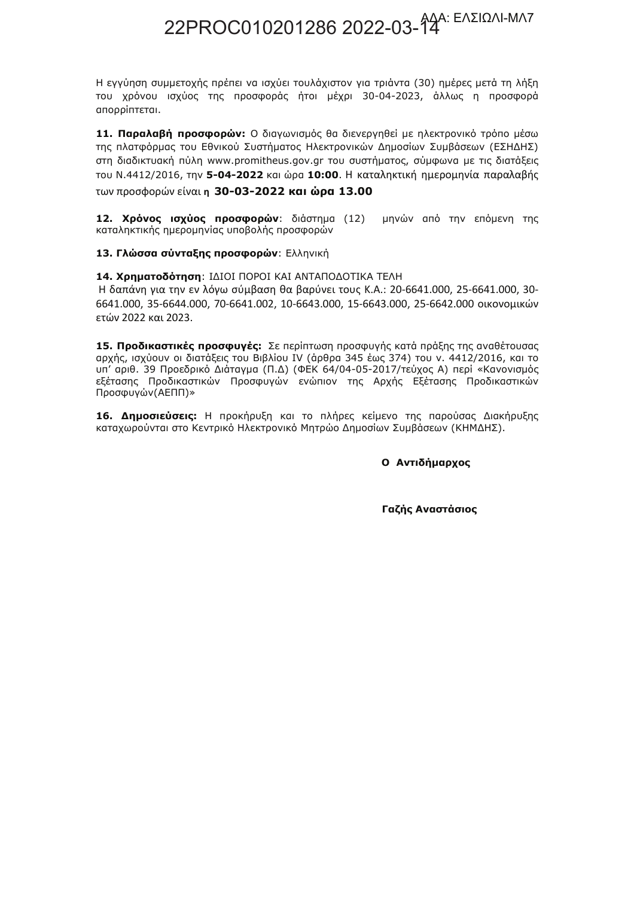Η εγγύηση συμμετοχής πρέπει να ισχύει τουλάχιστον για τριάντα (30) ημέρες μετά τη λήξη του χρόνου ισχύος της προσφοράς ήτοι μέχρι 30-04-2023, άλλως η προσφορά απορρίπτεται.

**11. Παραλαβή προσφορών:** Ο διαγωνισμός θα διενεργηθεί με ηλεκτρονικό τρόπο μέσω της πλατφόρμας του Εθνικού Συστήματος Ηλεκτρονικών Δημοσίων Συμβάσεων (ΕΣΗΔΗΣ) στη διαδικτυακή πύλη www.promitheus.gov.gr του συστήματος, σύμφωνα με τις διατάξεις του Ν.4412/2016, την **5-04-2022** και ώρα **10:00**. Η καταληκτική ημερομηνία παραλαβής των προσφορών είναι **η 30-03-2022 και ώρα 13.00**

**12. Χρόνος ισχύος προσφορών**: διάστημα (12) μηνών από την επόμενη της καταληκτικής ημερομηνίας υποβολής προσφορών

**13. Γλώσσα σύνταξης προσφορών**: Ελληνική

**14. Χρηματοδότηση**: ΙΔΙΟΙ ΠΟΡΟΙ ΚΑΙ ΑΝΤΑΠΟΔΟΤΙΚΑ ΤΕΛΗ
Η δαπάνη για την εν λόγω σύμβαση θα βαρύνει τους Κ.Α.: 20-6641.000, 25-6641.000, 30-6641.000, 35-6644.000, 70-6641.002, 10-6643.000, 15-6643.000, 25-6642.000 οικονομικών ετών 2022 και 2023.

**15. Προδικαστικές προσφυγές:** Σε περίπτωση προσφυγής κατά πράξης της αναθέτουσας αρχής, ισχύουν οι διατάξεις του Βιβλίου IV (άρθρα 345 έως 374) του ν. 4412/2016, και το υπ' αριθ. 39 Προεδρικό Διάταγμα (Π.Δ) (ΦΕΚ 64/04-05-2017/τεύχος Α) περί «Κανονισμός εξέτασης Προδικαστικών Προσφυγών ενώπιον της Αρχής Εξέτασης Προδικαστικών Προσφυγών(ΑΕΠΠ)»

**16. Δημοσιεύσεις:** Η προκήρυξη και το πλήρες κείμενο της παρούσας Διακήρυξης καταχωρούνται στο Κεντρικό Ηλεκτρονικό Μητρώο Δημοσίων Συμβάσεων (ΚΗΜΔΗΣ).

**Ο Αντιδήμαρχος**

**Γαζής Αναστάσιος**